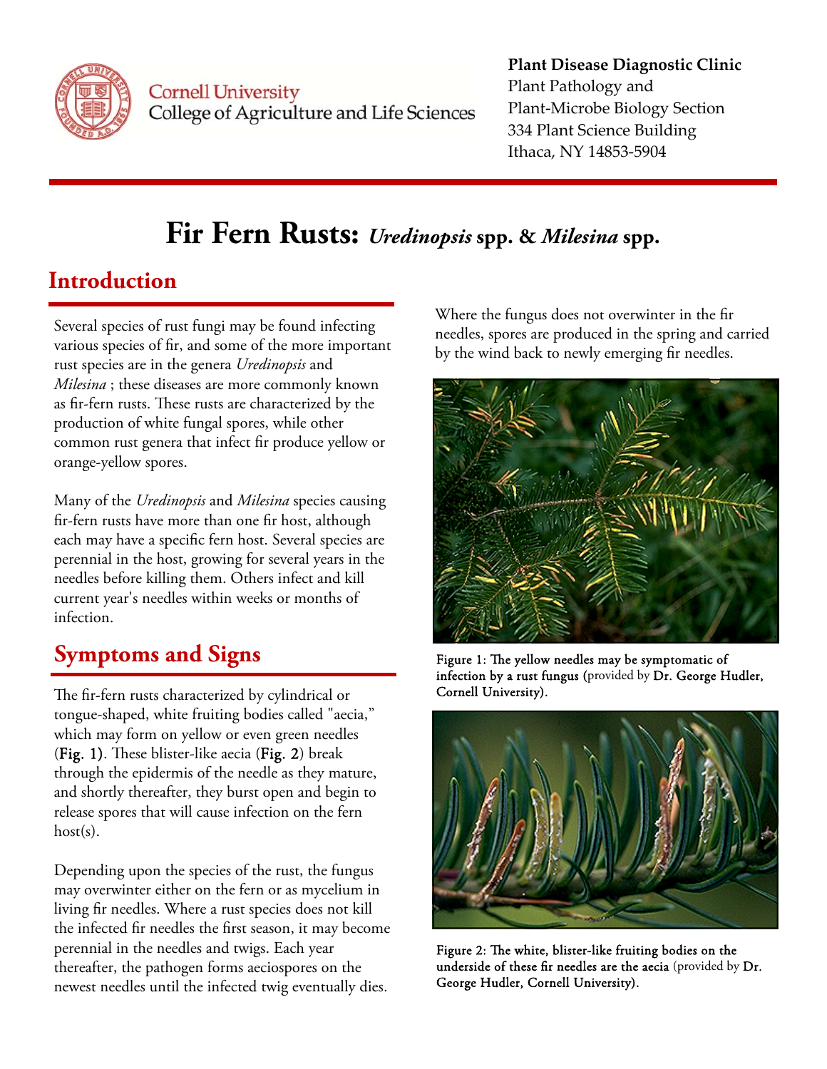**Plant Disease Diagnostic Clinic**
Plant Pathology and
Plant-Microbe Biology Section
334 Plant Science Building
Ithaca, NY 14853-5904

Cornell University
College of Agriculture and Life Sciences

# Fir Fern Rusts: *Uredinopsis* spp. & *Milesina* spp.

## Introduction

Several species of rust fungi may be found infecting various species of fir, and some of the more important rust species are in the genera *Uredinopsis* and *Milesina* ; these diseases are more commonly known as fir-fern rusts. These rusts are characterized by the production of white fungal spores, while other common rust genera that infect fir produce yellow or orange-yellow spores.

Many of the *Uredinopsis* and *Milesina* species causing fir-fern rusts have more than one fir host, although each may have a specific fern host. Several species are perennial in the host, growing for several years in the needles before killing them. Others infect and kill current year's needles within weeks or months of infection.

## Symptoms and Signs

The fir-fern rusts characterized by cylindrical or tongue-shaped, white fruiting bodies called "aecia," which may form on yellow or even green needles (**Fig. 1**). These blister-like aecia (**Fig. 2**) break through the epidermis of the needle as they mature, and shortly thereafter, they burst open and begin to release spores that will cause infection on the fern host(s).

Depending upon the species of the rust, the fungus may overwinter either on the fern or as mycelium in living fir needles. Where a rust species does not kill the infected fir needles the first season, it may become perennial in the needles and twigs. Each year thereafter, the pathogen forms aeciospores on the newest needles until the infected twig eventually dies.

Where the fungus does not overwinter in the fir needles, spores are produced in the spring and carried by the wind back to newly emerging fir needles.

**Figure 1: The yellow needles may be symptomatic of infection by a rust fungus (**provided by **Dr. George Hudler, Cornell University).**

**Figure 2: The white, blister-like fruiting bodies on the underside of these fir needles are the aecia** (provided by **Dr. George Hudler, Cornell University).**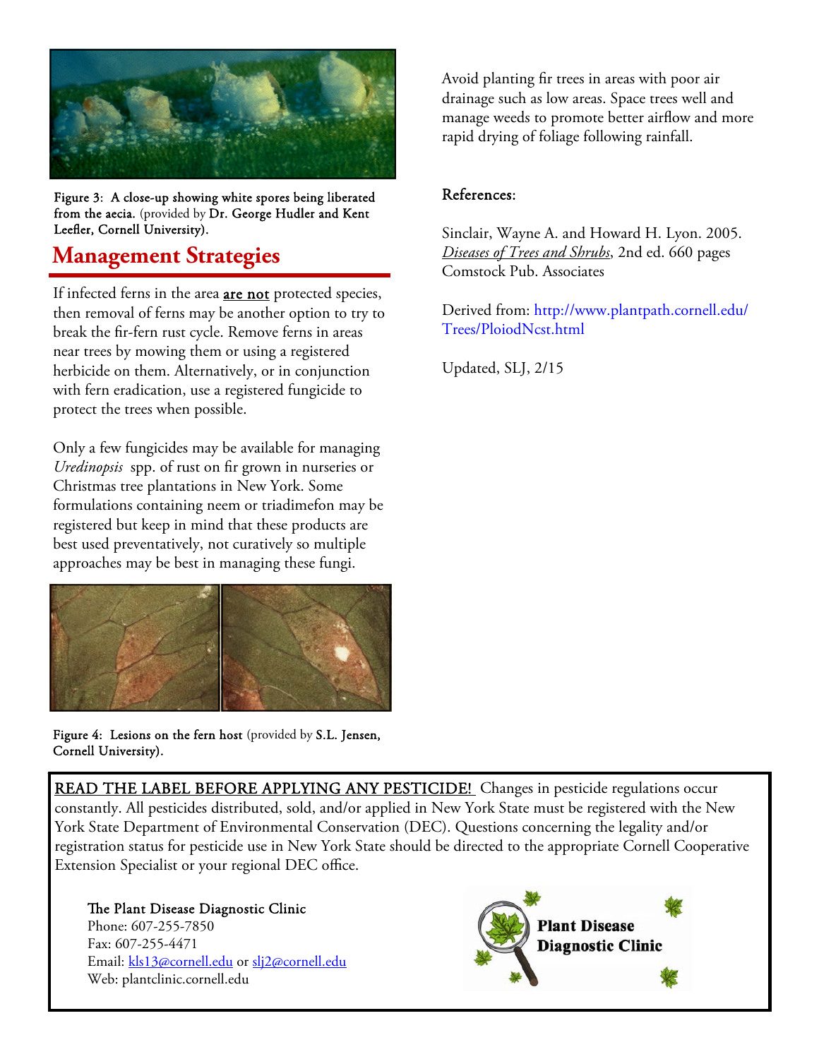Figure 3: A close-up showing white spores being liberated from the aecia. (provided by Dr. George Hudler and Kent Leefler, Cornell University).

## Management Strategies

If infected ferns in the area **are not** protected species, then removal of ferns may be another option to try to break the fir-fern rust cycle. Remove ferns in areas near trees by mowing them or using a registered herbicide on them. Alternatively, or in conjunction with fern eradication, use a registered fungicide to protect the trees when possible.

Only a few fungicides may be available for managing *Uredinopsis* spp. of rust on fir grown in nurseries or Christmas tree plantations in New York. Some formulations containing neem or triadimefon may be registered but keep in mind that these products are best used preventatively, not curatively so multiple approaches may be best in managing these fungi.

Figure 4: Lesions on the fern host (provided by S.L. Jensen, Cornell University).

Avoid planting fir trees in areas with poor air drainage such as low areas. Space trees well and manage weeds to promote better airflow and more rapid drying of foliage following rainfall.

### References:

Sinclair, Wayne A. and Howard H. Lyon. 2005. *Diseases of Trees and Shrubs*, 2nd ed. 660 pages Comstock Pub. Associates

Derived from: http://www.plantpath.cornell.edu/Trees/PloiodNcst.html

Updated, SLJ, 2/15

READ THE LABEL BEFORE APPLYING ANY PESTICIDE! Changes in pesticide regulations occur constantly. All pesticides distributed, sold, and/or applied in New York State must be registered with the New York State Department of Environmental Conservation (DEC). Questions concerning the legality and/or registration status for pesticide use in New York State should be directed to the appropriate Cornell Cooperative Extension Specialist or your regional DEC office.

The Plant Disease Diagnostic Clinic
Phone: 607-255-7850
Fax: 607-255-4471
Email: kls13@cornell.edu or slj2@cornell.edu
Web: plantclinic.cornell.edu

Plant Disease Diagnostic Clinic